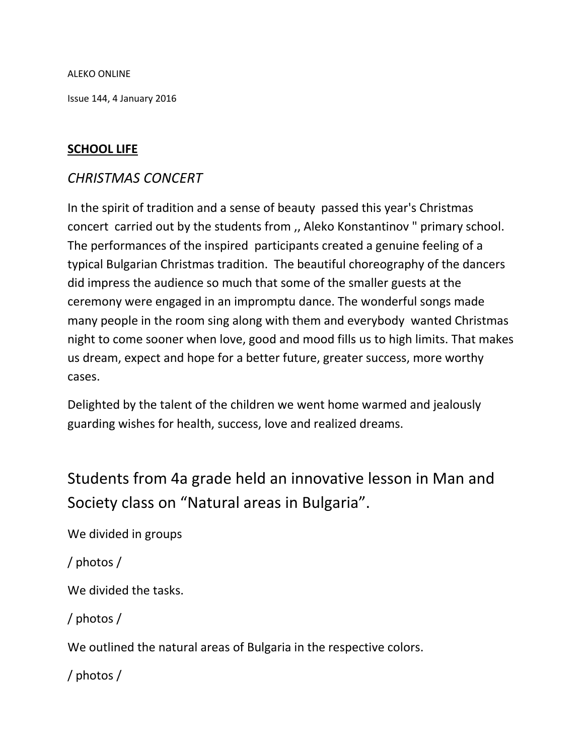ALEKO ONLINE

Issue 144, 4 January 2016

## SCHOOL LIFE

### *CHRISTMAS CONCERT*

In the spirit of tradition and a sense of beauty passed this year's Christmas concert carried out by the students from ,, Aleko Konstantinov " primary school. The performances of the inspired participants created a genuine feeling of a typical Bulgarian Christmas tradition. The beautiful choreography of the dancers did impress the audience so much that some of the smaller guests at the ceremony were engaged in an impromptu dance. The wonderful songs made many people in the room sing along with them and everybody wanted Christmas night to come sooner when love, good and mood fills us to high limits. That makes us dream, expect and hope for a better future, greater success, more worthy cases.

Delighted by the talent of the children we went home warmed and jealously guarding wishes for health, success, love and realized dreams.

### Students from 4a grade held an innovative lesson in Man and Society class on "Natural areas in Bulgaria".

We divided in groups

/ photos /

We divided the tasks.

/ photos /

We outlined the natural areas of Bulgaria in the respective colors.

/ photos /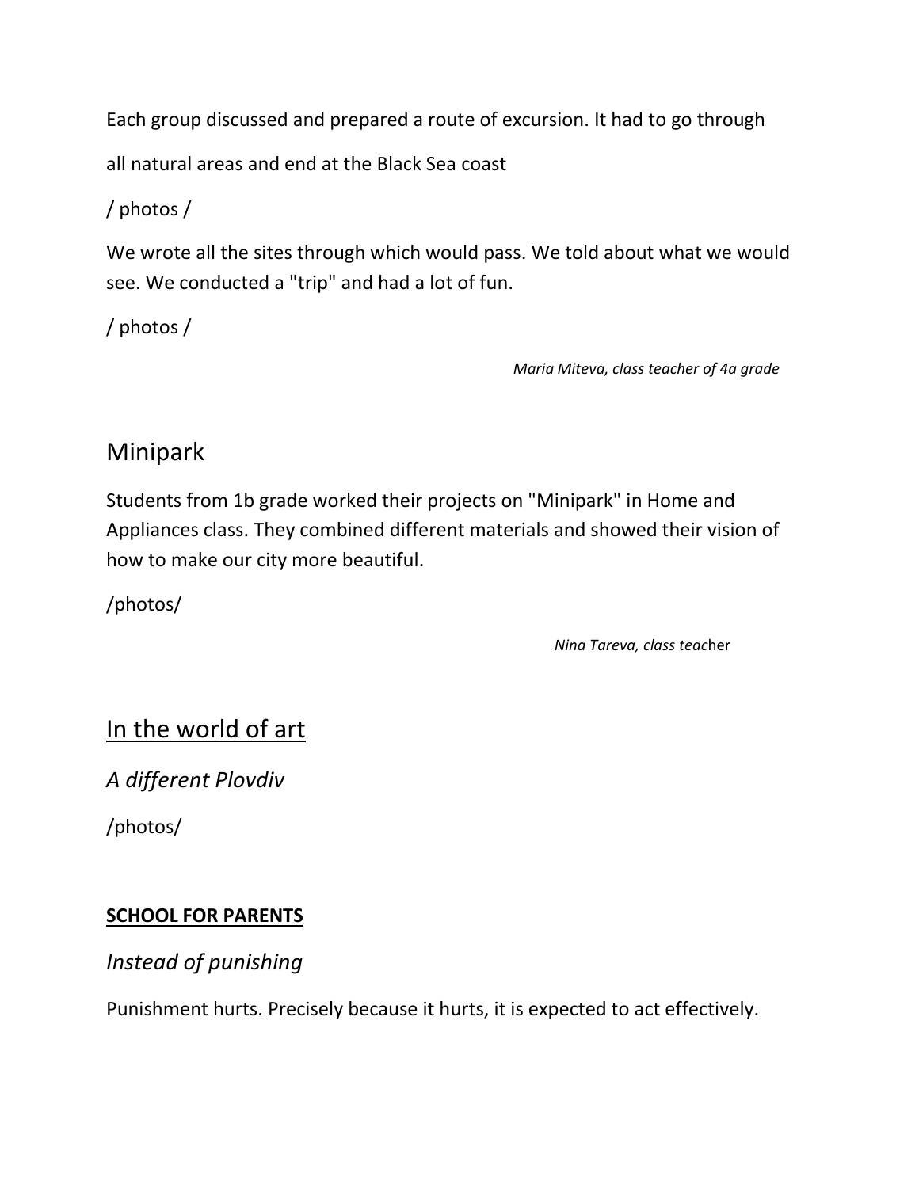Each group discussed and prepared a route of excursion. It had to go through all natural areas and end at the Black Sea coast

/ photos /

We wrote all the sites through which would pass. We told about what we would see. We conducted a "trip" and had a lot of fun.

/ photos /

*Maria Miteva, class teacher of 4a grade*

## Minipark

Students from 1b grade worked their projects on "Minipark" in Home and Appliances class. They combined different materials and showed their vision of how to make our city more beautiful.

/photos/

*Nina Tareva, class teach*er

## <u>In the world of art</u>

### *A different Plovdiv*

/photos/

## <u>**SCHOOL FOR PARENTS**</u>

### *Instead of punishing*

Punishment hurts. Precisely because it hurts, it is expected to act effectively.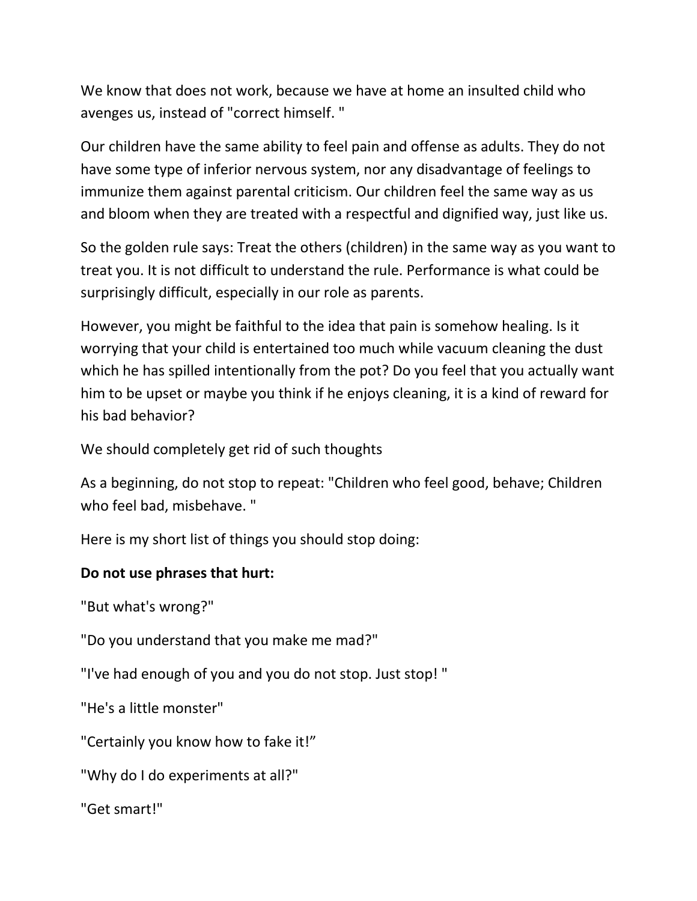We know that does not work, because we have at home an insulted child who avenges us, instead of "correct himself. "

Our children have the same ability to feel pain and offense as adults. They do not have some type of inferior nervous system, nor any disadvantage of feelings to immunize them against parental criticism. Our children feel the same way as us and bloom when they are treated with a respectful and dignified way, just like us.

So the golden rule says: Treat the others (children) in the same way as you want to treat you. It is not difficult to understand the rule. Performance is what could be surprisingly difficult, especially in our role as parents.

However, you might be faithful to the idea that pain is somehow healing. Is it worrying that your child is entertained too much while vacuum cleaning the dust which he has spilled intentionally from the pot? Do you feel that you actually want him to be upset or maybe you think if he enjoys cleaning, it is a kind of reward for his bad behavior?

We should completely get rid of such thoughts

As a beginning, do not stop to repeat: "Children who feel good, behave; Children who feel bad, misbehave. "

Here is my short list of things you should stop doing:

**Do not use phrases that hurt:**

"But what's wrong?"

"Do you understand that you make me mad?"

"I've had enough of you and you do not stop. Just stop! "

"He's a little monster"

"Certainly you know how to fake it!”

"Why do I do experiments at all?"

"Get smart!"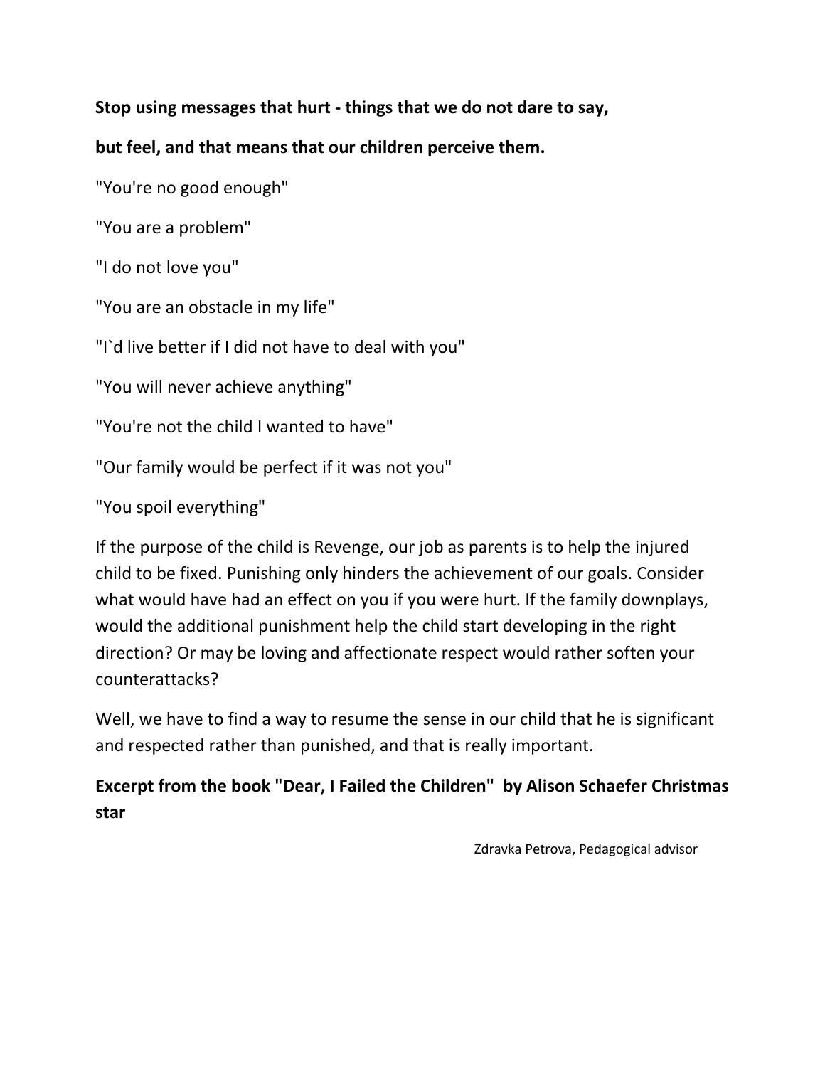**Stop using messages that hurt - things that we do not dare to say,**

**but feel, and that means that our children perceive them.**

"You're no good enough"

"You are a problem"

"I do not love you"

"You are an obstacle in my life"

"I`d live better if I did not have to deal with you"

"You will never achieve anything"

"You're not the child I wanted to have"

"Our family would be perfect if it was not you"

"You spoil everything"

If the purpose of the child is Revenge, our job as parents is to help the injured child to be fixed. Punishing only hinders the achievement of our goals. Consider what would have had an effect on you if you were hurt. If the family downplays, would the additional punishment help the child start developing in the right direction? Or may be loving and affectionate respect would rather soften your counterattacks?

Well, we have to find a way to resume the sense in our child that he is significant and respected rather than punished, and that is really important.

**Excerpt from the book "Dear, I Failed the Children" by Alison Schaefer Christmas star**

Zdravka Petrova, Pedagogical advisor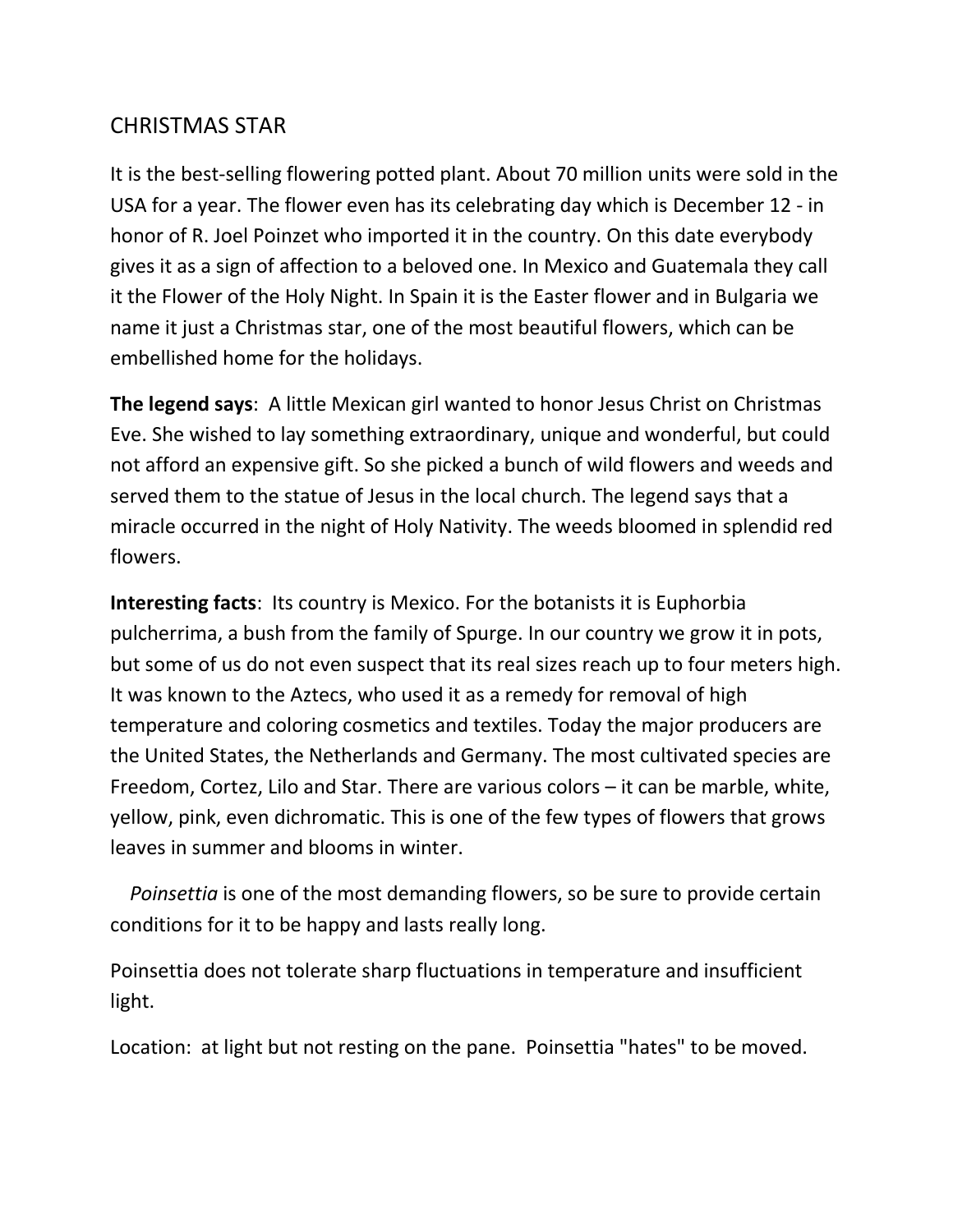## CHRISTMAS STAR

It is the best-selling flowering potted plant. About 70 million units were sold in the USA for a year. The flower even has its celebrating day which is December 12 - in honor of R. Joel Poinzet who imported it in the country. On this date everybody gives it as a sign of affection to a beloved one. In Mexico and Guatemala they call it the Flower of the Holy Night. In Spain it is the Easter flower and in Bulgaria we name it just a Christmas star, one of the most beautiful flowers, which can be embellished home for the holidays.

**The legend says**: A little Mexican girl wanted to honor Jesus Christ on Christmas Eve. She wished to lay something extraordinary, unique and wonderful, but could not afford an expensive gift. So she picked a bunch of wild flowers and weeds and served them to the statue of Jesus in the local church. The legend says that a miracle occurred in the night of Holy Nativity. The weeds bloomed in splendid red flowers.

**Interesting facts**: Its country is Mexico. For the botanists it is Euphorbia pulcherrima, a bush from the family of Spurge. In our country we grow it in pots, but some of us do not even suspect that its real sizes reach up to four meters high. It was known to the Aztecs, who used it as a remedy for removal of high temperature and coloring cosmetics and textiles. Today the major producers are the United States, the Netherlands and Germany. The most cultivated species are Freedom, Cortez, Lilo and Star. There are various colors – it can be marble, white, yellow, pink, even dichromatic. This is one of the few types of flowers that grows leaves in summer and blooms in winter.

*Poinsettia* is one of the most demanding flowers, so be sure to provide certain conditions for it to be happy and lasts really long.

Poinsettia does not tolerate sharp fluctuations in temperature and insufficient light.

Location: at light but not resting on the pane. Poinsettia "hates" to be moved.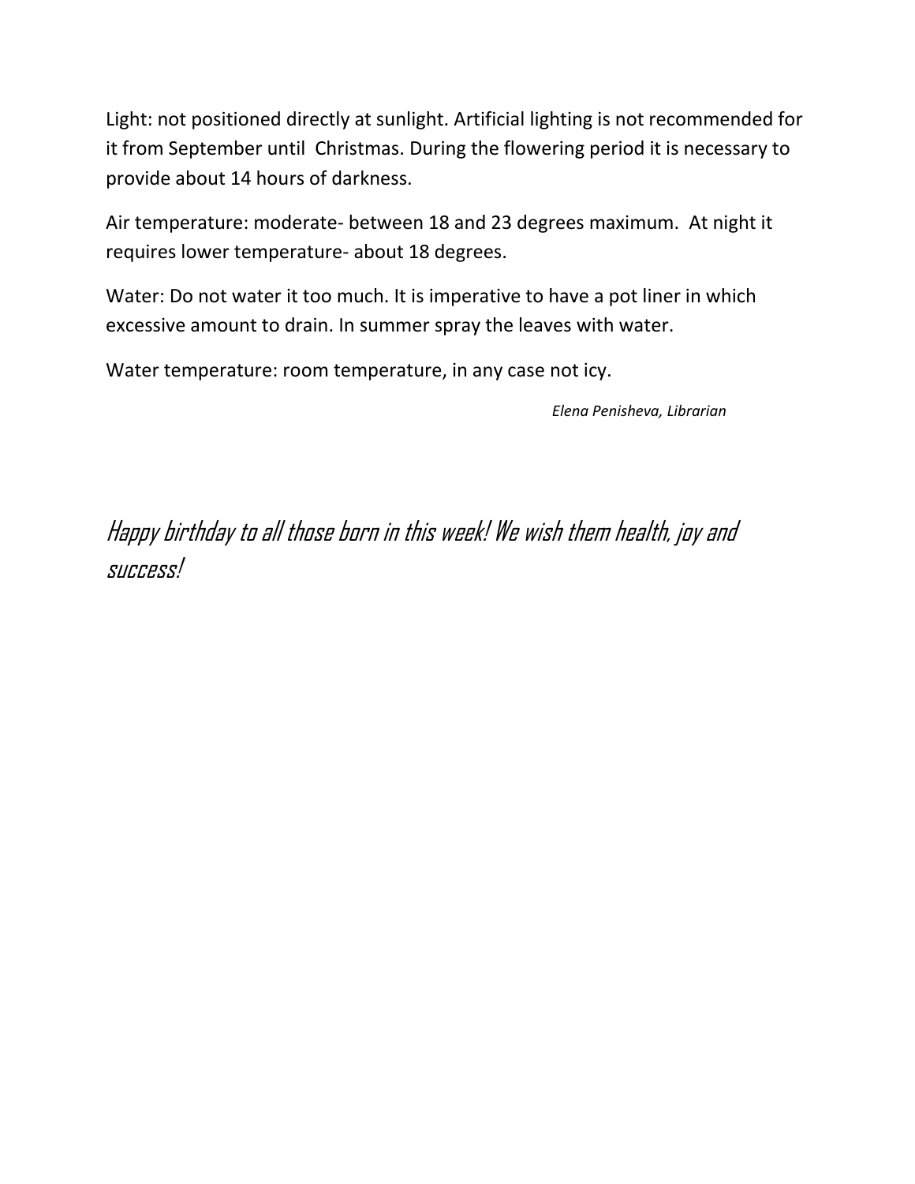Light: not positioned directly at sunlight. Artificial lighting is not recommended for it from September until Christmas. During the flowering period it is necessary to provide about 14 hours of darkness.

Air temperature: moderate- between 18 and 23 degrees maximum. At night it requires lower temperature- about 18 degrees.

Water: Do not water it too much. It is imperative to have a pot liner in which excessive amount to drain. In summer spray the leaves with water.

Water temperature: room temperature, in any case not icy.

*Elena Penisheva, Librarian*

*Happy birthday to all those born in this week! We wish them health, joy and success!*